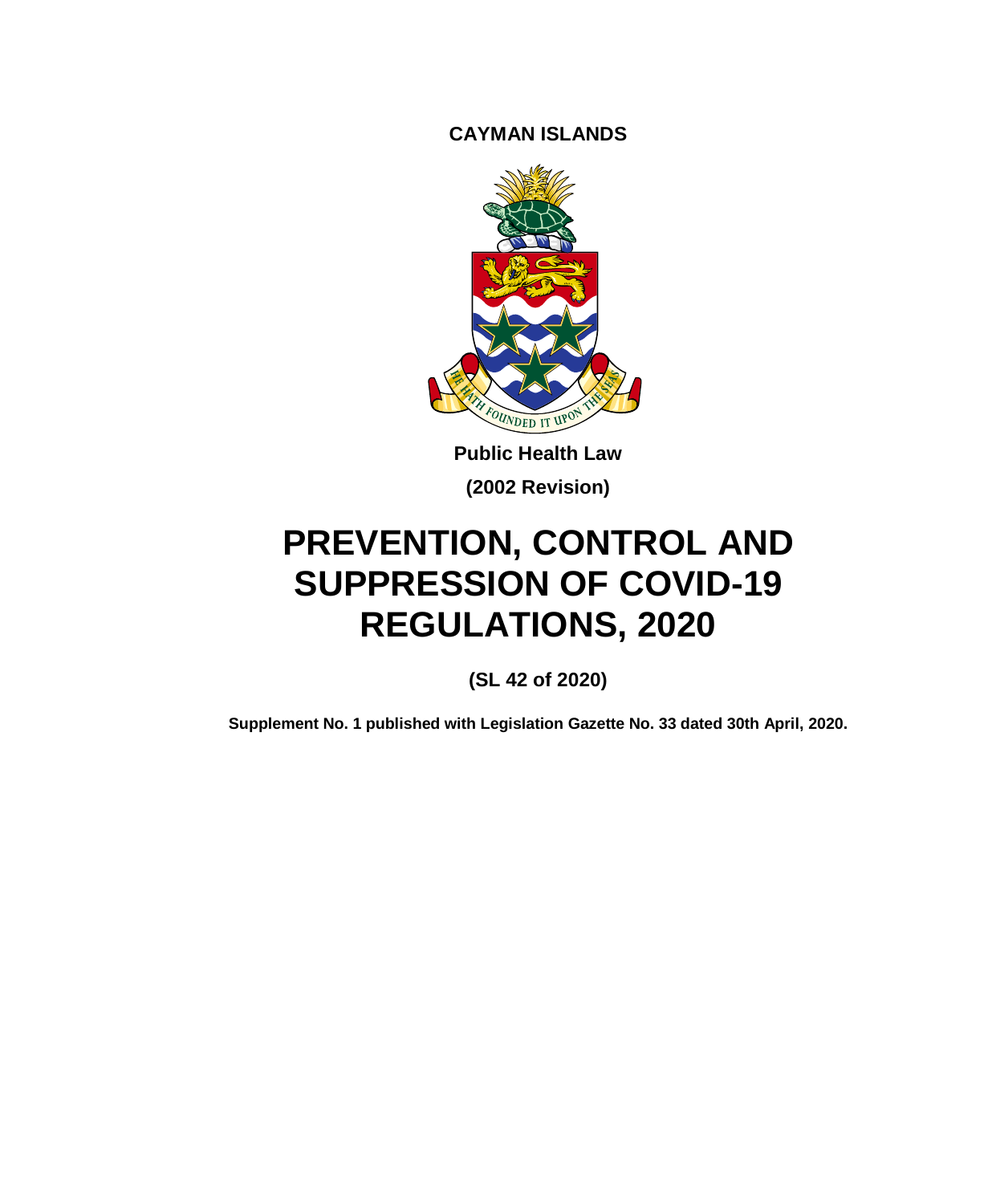**CAYMAN ISLANDS**

**Public Health Law**

**(2002 Revision)**

# PREVENTION, CONTROL AND SUPPRESSION OF COVID-19 REGULATIONS, 2020

**(SL 42 of 2020)**

**Supplement No. 1 published with Legislation Gazette No. 33 dated 30th April, 2020.**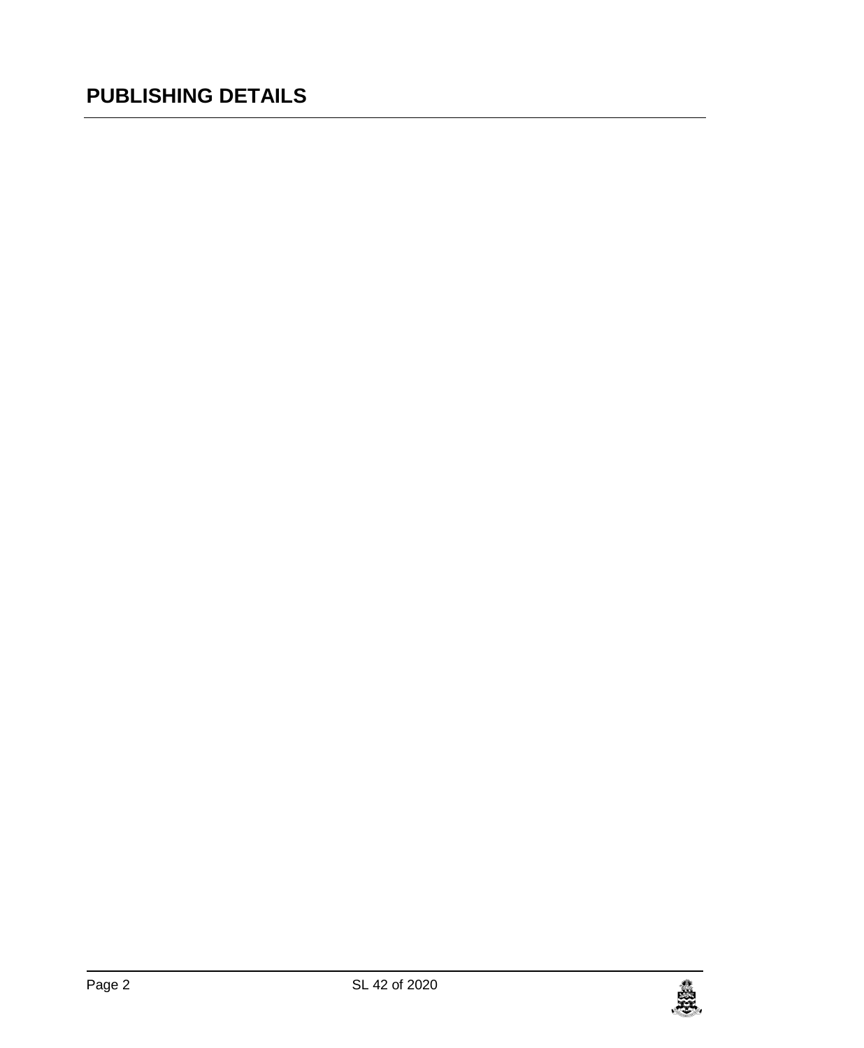# PUBLISHING DETAILS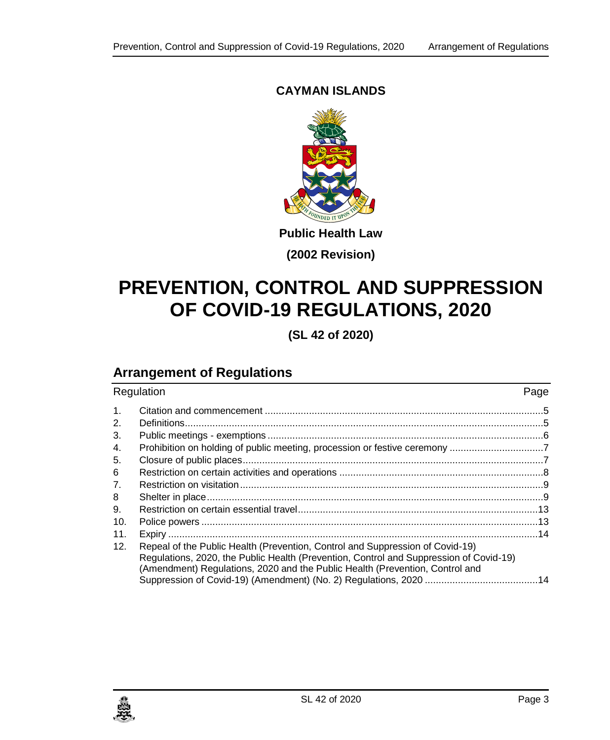**CAYMAN ISLANDS**

**Public Health Law**

**(2002 Revision)**

# PREVENTION, CONTROL AND SUPPRESSION OF COVID-19 REGULATIONS, 2020

**(SL 42 of 2020)**

## Arrangement of Regulations

| Regulation | | Page |
|---|---|---|
| 1. | Citation and commencement | 5 |
| 2. | Definitions | 5 |
| 3. | Public meetings - exemptions | 6 |
| 4. | Prohibition on holding of public meeting, procession or festive ceremony | 7 |
| 5. | Closure of public places | 7 |
| 6 | Restriction on certain activities and operations | 8 |
| 7. | Restriction on visitation | 9 |
| 8 | Shelter in place | 9 |
| 9. | Restriction on certain essential travel | 13 |
| 10. | Police powers | 13 |
| 11. | Expiry | 14 |
| 12. | Repeal of the Public Health (Prevention, Control and Suppression of Covid-19) Regulations, 2020, the Public Health (Prevention, Control and Suppression of Covid-19) (Amendment) Regulations, 2020 and the Public Health (Prevention, Control and Suppression of Covid-19) (Amendment) (No. 2) Regulations, 2020 | 14 |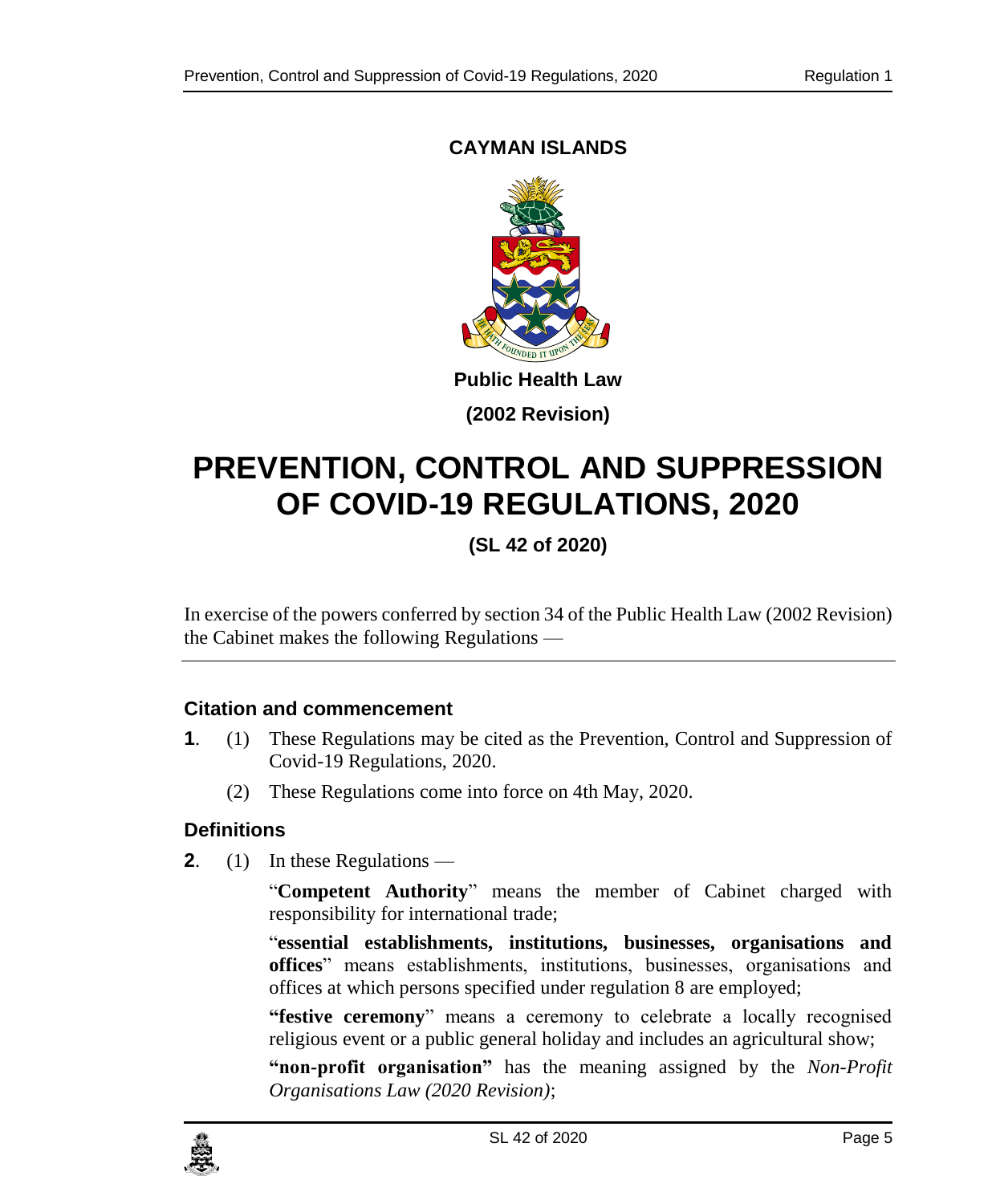**CAYMAN ISLANDS**

**Public Health Law**

**(2002 Revision)**

# PREVENTION, CONTROL AND SUPPRESSION OF COVID-19 REGULATIONS, 2020

**(SL 42 of 2020)**

In exercise of the powers conferred by section 34 of the Public Health Law (2002 Revision) the Cabinet makes the following Regulations —

### Citation and commencement

**1**. (1) These Regulations may be cited as the Prevention, Control and Suppression of Covid-19 Regulations, 2020.

(2) These Regulations come into force on 4th May, 2020.

### Definitions

**2**. (1) In these Regulations —

"**Competent Authority**" means the member of Cabinet charged with responsibility for international trade;

"**essential establishments, institutions, businesses, organisations and offices**" means establishments, institutions, businesses, organisations and offices at which persons specified under regulation 8 are employed;

**"festive ceremony**" means a ceremony to celebrate a locally recognised religious event or a public general holiday and includes an agricultural show;

**"non-profit organisation"** has the meaning assigned by the *Non-Profit Organisations Law (2020 Revision)*;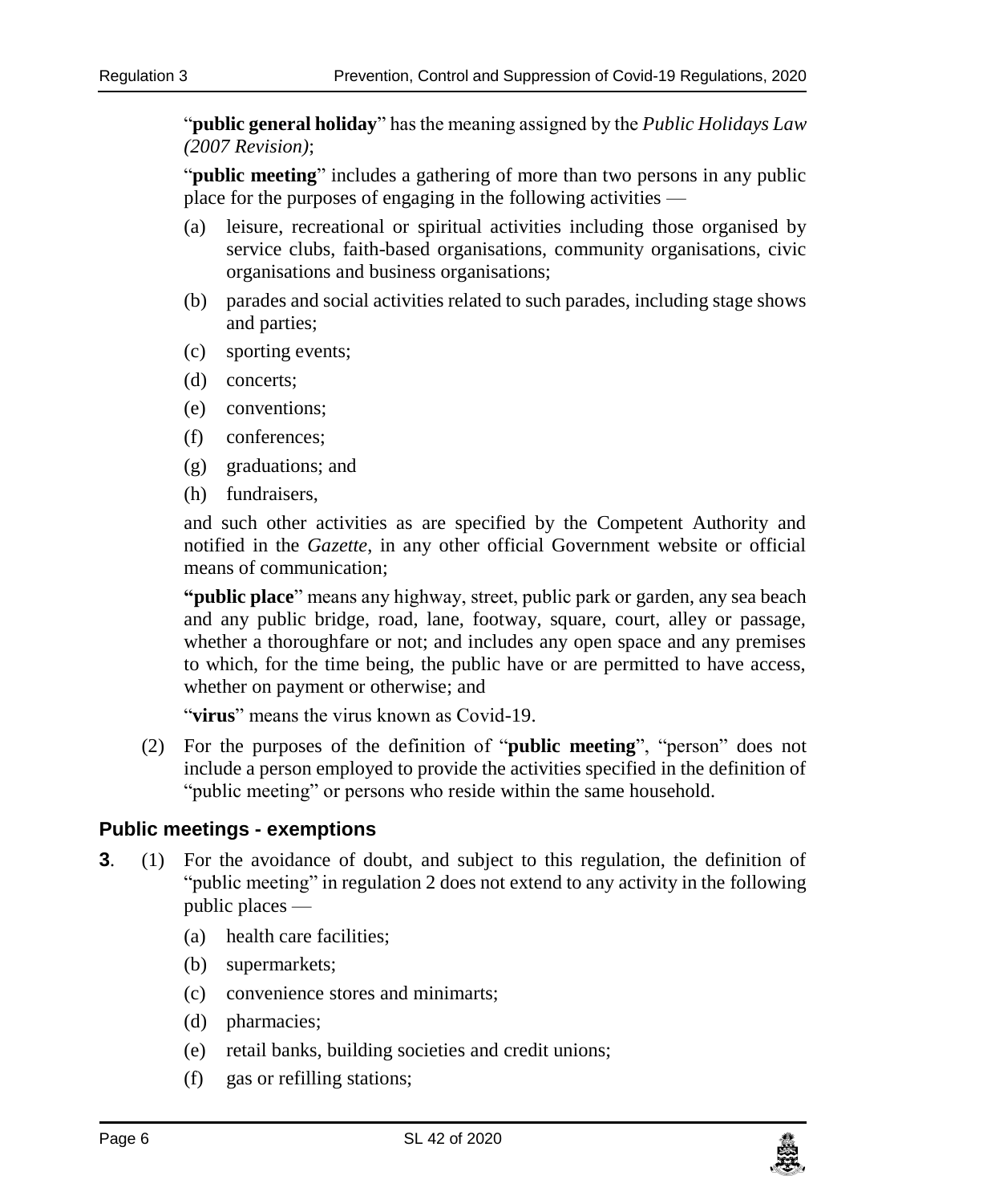"**public general holiday**" has the meaning assigned by the *Public Holidays Law (2007 Revision)*;

"**public meeting**" includes a gathering of more than two persons in any public place for the purposes of engaging in the following activities —

(a) leisure, recreational or spiritual activities including those organised by service clubs, faith-based organisations, community organisations, civic organisations and business organisations;

(b) parades and social activities related to such parades, including stage shows and parties;

(c) sporting events;

(d) concerts;

(e) conventions;

(f) conferences;

(g) graduations; and

(h) fundraisers,

and such other activities as are specified by the Competent Authority and notified in the *Gazette*, in any other official Government website or official means of communication;

"**public place**" means any highway, street, public park or garden, any sea beach and any public bridge, road, lane, footway, square, court, alley or passage, whether a thoroughfare or not; and includes any open space and any premises to which, for the time being, the public have or are permitted to have access, whether on payment or otherwise; and

"**virus**" means the virus known as Covid-19.

(2) For the purposes of the definition of "**public meeting**", "person" does not include a person employed to provide the activities specified in the definition of "public meeting" or persons who reside within the same household.

## Public meetings - exemptions

**3**. (1) For the avoidance of doubt, and subject to this regulation, the definition of "public meeting" in regulation 2 does not extend to any activity in the following public places —

(a) health care facilities;

(b) supermarkets;

(c) convenience stores and minimarts;

(d) pharmacies;

(e) retail banks, building societies and credit unions;

(f) gas or refilling stations;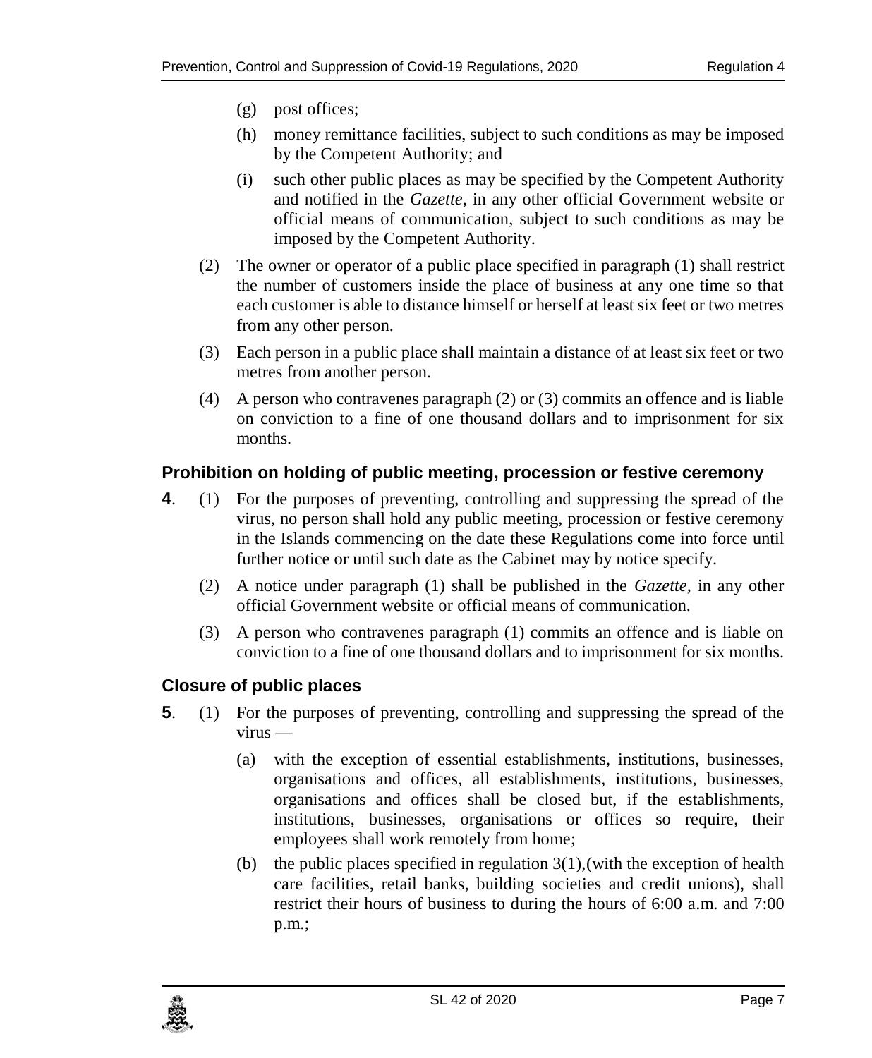- (g) post offices;
- (h) money remittance facilities, subject to such conditions as may be imposed by the Competent Authority; and
- (i) such other public places as may be specified by the Competent Authority and notified in the *Gazette*, in any other official Government website or official means of communication, subject to such conditions as may be imposed by the Competent Authority.

(2) The owner or operator of a public place specified in paragraph (1) shall restrict the number of customers inside the place of business at any one time so that each customer is able to distance himself or herself at least six feet or two metres from any other person.

(3) Each person in a public place shall maintain a distance of at least six feet or two metres from another person.

(4) A person who contravenes paragraph (2) or (3) commits an offence and is liable on conviction to a fine of one thousand dollars and to imprisonment for six months.

### Prohibition on holding of public meeting, procession or festive ceremony

**4**. (1) For the purposes of preventing, controlling and suppressing the spread of the virus, no person shall hold any public meeting, procession or festive ceremony in the Islands commencing on the date these Regulations come into force until further notice or until such date as the Cabinet may by notice specify.

(2) A notice under paragraph (1) shall be published in the *Gazette*, in any other official Government website or official means of communication.

(3) A person who contravenes paragraph (1) commits an offence and is liable on conviction to a fine of one thousand dollars and to imprisonment for six months.

### Closure of public places

**5**. (1) For the purposes of preventing, controlling and suppressing the spread of the virus —

- (a) with the exception of essential establishments, institutions, businesses, organisations and offices, all establishments, institutions, businesses, organisations and offices shall be closed but, if the establishments, institutions, businesses, organisations or offices so require, their employees shall work remotely from home;
- (b) the public places specified in regulation 3(1),(with the exception of health care facilities, retail banks, building societies and credit unions), shall restrict their hours of business to during the hours of 6:00 a.m. and 7:00 p.m.;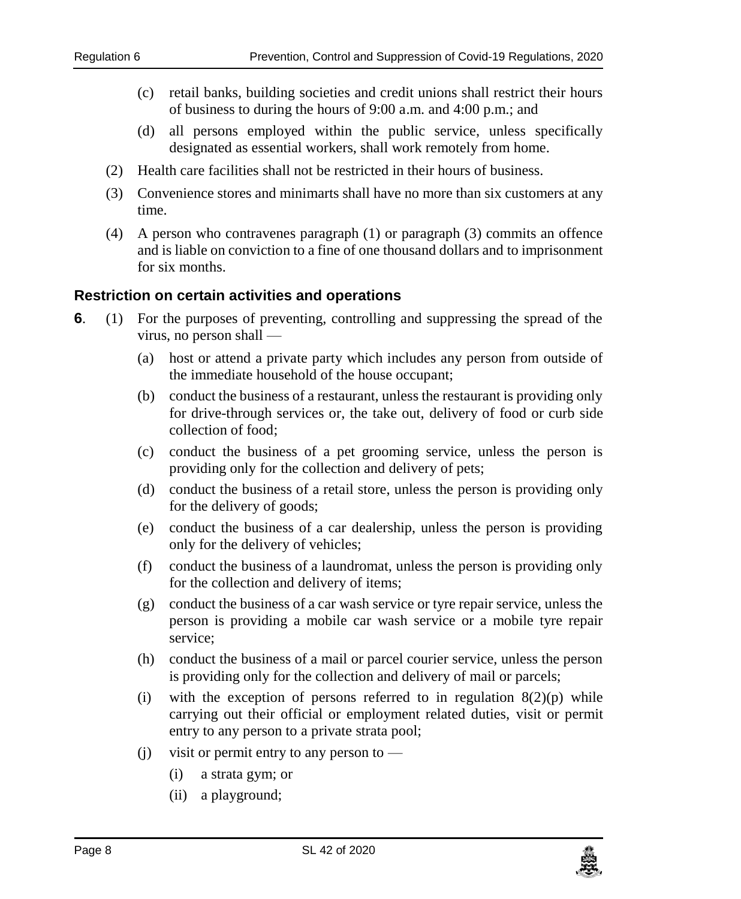(c) retail banks, building societies and credit unions shall restrict their hours of business to during the hours of 9:00 a.m. and 4:00 p.m.; and

(d) all persons employed within the public service, unless specifically designated as essential workers, shall work remotely from home.

(2) Health care facilities shall not be restricted in their hours of business.

(3) Convenience stores and minimarts shall have no more than six customers at any time.

(4) A person who contravenes paragraph (1) or paragraph (3) commits an offence and is liable on conviction to a fine of one thousand dollars and to imprisonment for six months.

### Restriction on certain activities and operations

**6**. (1) For the purposes of preventing, controlling and suppressing the spread of the virus, no person shall —

(a) host or attend a private party which includes any person from outside of the immediate household of the house occupant;

(b) conduct the business of a restaurant, unless the restaurant is providing only for drive-through services or, the take out, delivery of food or curb side collection of food;

(c) conduct the business of a pet grooming service, unless the person is providing only for the collection and delivery of pets;

(d) conduct the business of a retail store, unless the person is providing only for the delivery of goods;

(e) conduct the business of a car dealership, unless the person is providing only for the delivery of vehicles;

(f) conduct the business of a laundromat, unless the person is providing only for the collection and delivery of items;

(g) conduct the business of a car wash service or tyre repair service, unless the person is providing a mobile car wash service or a mobile tyre repair service;

(h) conduct the business of a mail or parcel courier service, unless the person is providing only for the collection and delivery of mail or parcels;

(i) with the exception of persons referred to in regulation 8(2)(p) while carrying out their official or employment related duties, visit or permit entry to any person to a private strata pool;

(j) visit or permit entry to any person to —

(i) a strata gym; or

(ii) a playground;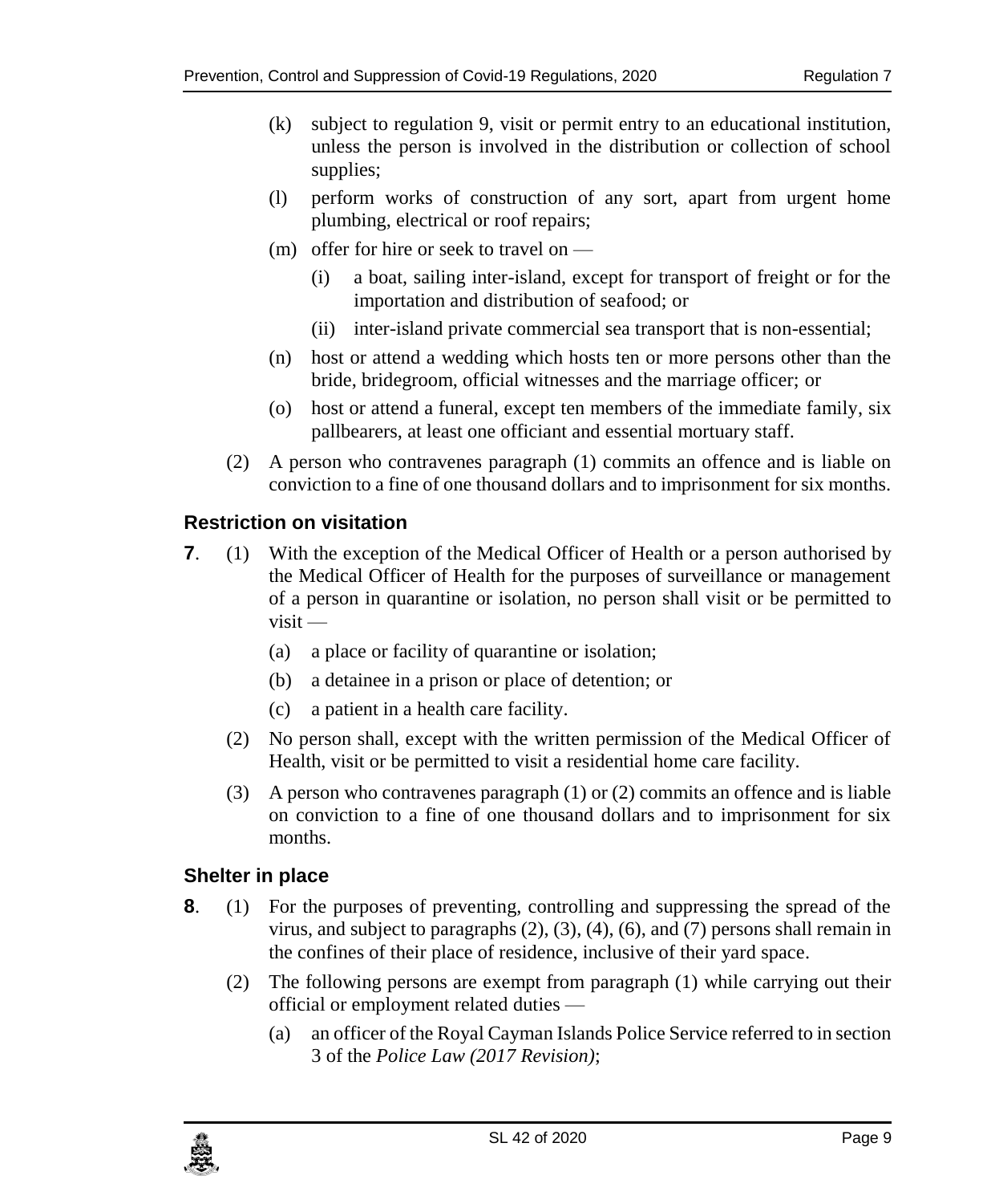(k) subject to regulation 9, visit or permit entry to an educational institution, unless the person is involved in the distribution or collection of school supplies;

(l) perform works of construction of any sort, apart from urgent home plumbing, electrical or roof repairs;

(m) offer for hire or seek to travel on —

(i) a boat, sailing inter-island, except for transport of freight or for the importation and distribution of seafood; or

(ii) inter-island private commercial sea transport that is non-essential;

(n) host or attend a wedding which hosts ten or more persons other than the bride, bridegroom, official witnesses and the marriage officer; or

(o) host or attend a funeral, except ten members of the immediate family, six pallbearers, at least one officiant and essential mortuary staff.

(2) A person who contravenes paragraph (1) commits an offence and is liable on conviction to a fine of one thousand dollars and to imprisonment for six months.

### Restriction on visitation

**7**. (1) With the exception of the Medical Officer of Health or a person authorised by the Medical Officer of Health for the purposes of surveillance or management of a person in quarantine or isolation, no person shall visit or be permitted to visit —

(a) a place or facility of quarantine or isolation;

(b) a detainee in a prison or place of detention; or

(c) a patient in a health care facility.

(2) No person shall, except with the written permission of the Medical Officer of Health, visit or be permitted to visit a residential home care facility.

(3) A person who contravenes paragraph (1) or (2) commits an offence and is liable on conviction to a fine of one thousand dollars and to imprisonment for six months.

### Shelter in place

**8**. (1) For the purposes of preventing, controlling and suppressing the spread of the virus, and subject to paragraphs (2), (3), (4), (6), and (7) persons shall remain in the confines of their place of residence, inclusive of their yard space.

(2) The following persons are exempt from paragraph (1) while carrying out their official or employment related duties —

(a) an officer of the Royal Cayman Islands Police Service referred to in section 3 of the *Police Law (2017 Revision)*;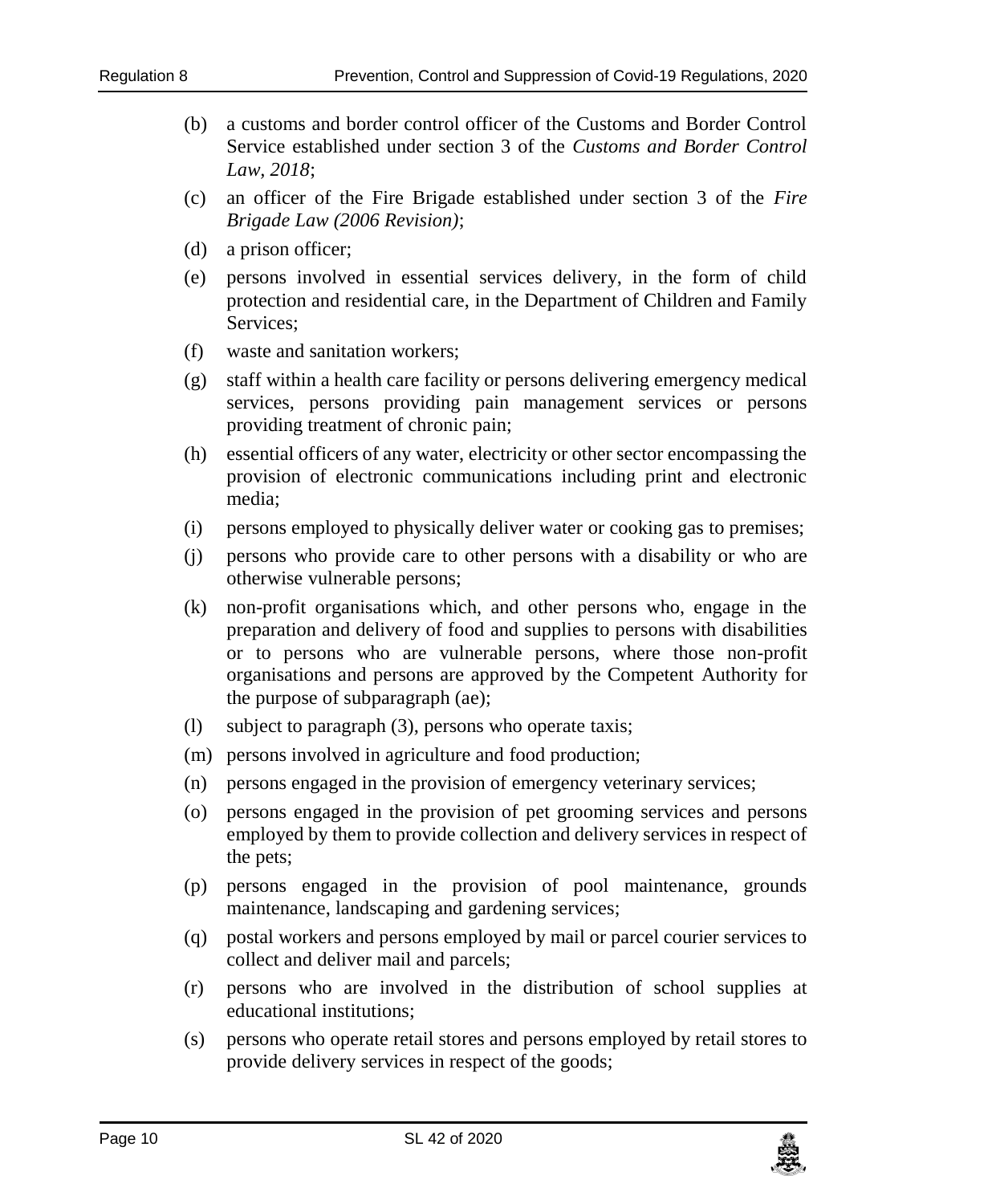(b) a customs and border control officer of the Customs and Border Control Service established under section 3 of the *Customs and Border Control Law, 2018*;

(c) an officer of the Fire Brigade established under section 3 of the *Fire Brigade Law (2006 Revision)*;

(d) a prison officer;

(e) persons involved in essential services delivery, in the form of child protection and residential care, in the Department of Children and Family Services;

(f) waste and sanitation workers;

(g) staff within a health care facility or persons delivering emergency medical services, persons providing pain management services or persons providing treatment of chronic pain;

(h) essential officers of any water, electricity or other sector encompassing the provision of electronic communications including print and electronic media;

(i) persons employed to physically deliver water or cooking gas to premises;

(j) persons who provide care to other persons with a disability or who are otherwise vulnerable persons;

(k) non-profit organisations which, and other persons who, engage in the preparation and delivery of food and supplies to persons with disabilities or to persons who are vulnerable persons, where those non-profit organisations and persons are approved by the Competent Authority for the purpose of subparagraph (ae);

(l) subject to paragraph (3), persons who operate taxis;

(m) persons involved in agriculture and food production;

(n) persons engaged in the provision of emergency veterinary services;

(o) persons engaged in the provision of pet grooming services and persons employed by them to provide collection and delivery services in respect of the pets;

(p) persons engaged in the provision of pool maintenance, grounds maintenance, landscaping and gardening services;

(q) postal workers and persons employed by mail or parcel courier services to collect and deliver mail and parcels;

(r) persons who are involved in the distribution of school supplies at educational institutions;

(s) persons who operate retail stores and persons employed by retail stores to provide delivery services in respect of the goods;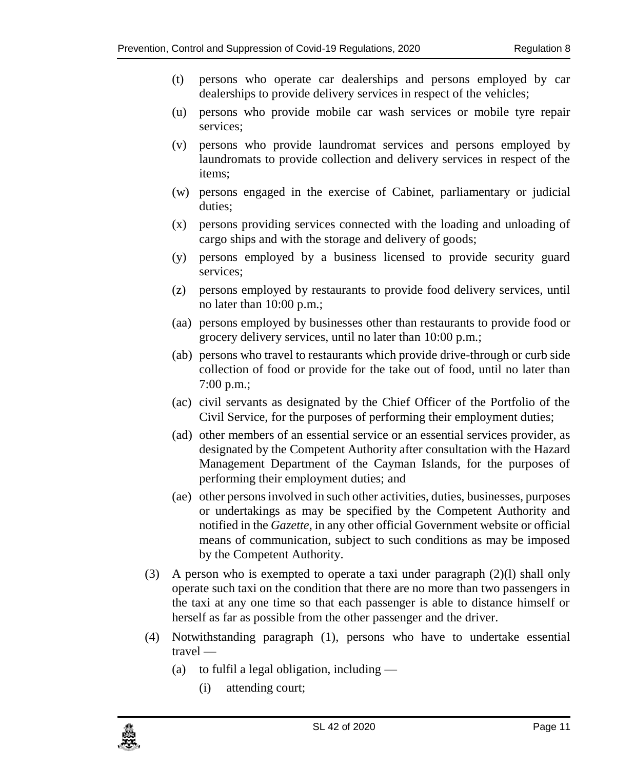(t) persons who operate car dealerships and persons employed by car dealerships to provide delivery services in respect of the vehicles;

(u) persons who provide mobile car wash services or mobile tyre repair services;

(v) persons who provide laundromat services and persons employed by laundromats to provide collection and delivery services in respect of the items;

(w) persons engaged in the exercise of Cabinet, parliamentary or judicial duties;

(x) persons providing services connected with the loading and unloading of cargo ships and with the storage and delivery of goods;

(y) persons employed by a business licensed to provide security guard services;

(z) persons employed by restaurants to provide food delivery services, until no later than 10:00 p.m.;

(aa) persons employed by businesses other than restaurants to provide food or grocery delivery services, until no later than 10:00 p.m.;

(ab) persons who travel to restaurants which provide drive-through or curb side collection of food or provide for the take out of food, until no later than 7:00 p.m.;

(ac) civil servants as designated by the Chief Officer of the Portfolio of the Civil Service, for the purposes of performing their employment duties;

(ad) other members of an essential service or an essential services provider, as designated by the Competent Authority after consultation with the Hazard Management Department of the Cayman Islands, for the purposes of performing their employment duties; and

(ae) other persons involved in such other activities, duties, businesses, purposes or undertakings as may be specified by the Competent Authority and notified in the *Gazette*, in any other official Government website or official means of communication, subject to such conditions as may be imposed by the Competent Authority.

(3) A person who is exempted to operate a taxi under paragraph (2)(l) shall only operate such taxi on the condition that there are no more than two passengers in the taxi at any one time so that each passenger is able to distance himself or herself as far as possible from the other passenger and the driver.

(4) Notwithstanding paragraph (1), persons who have to undertake essential travel —

(a) to fulfil a legal obligation, including —

(i) attending court;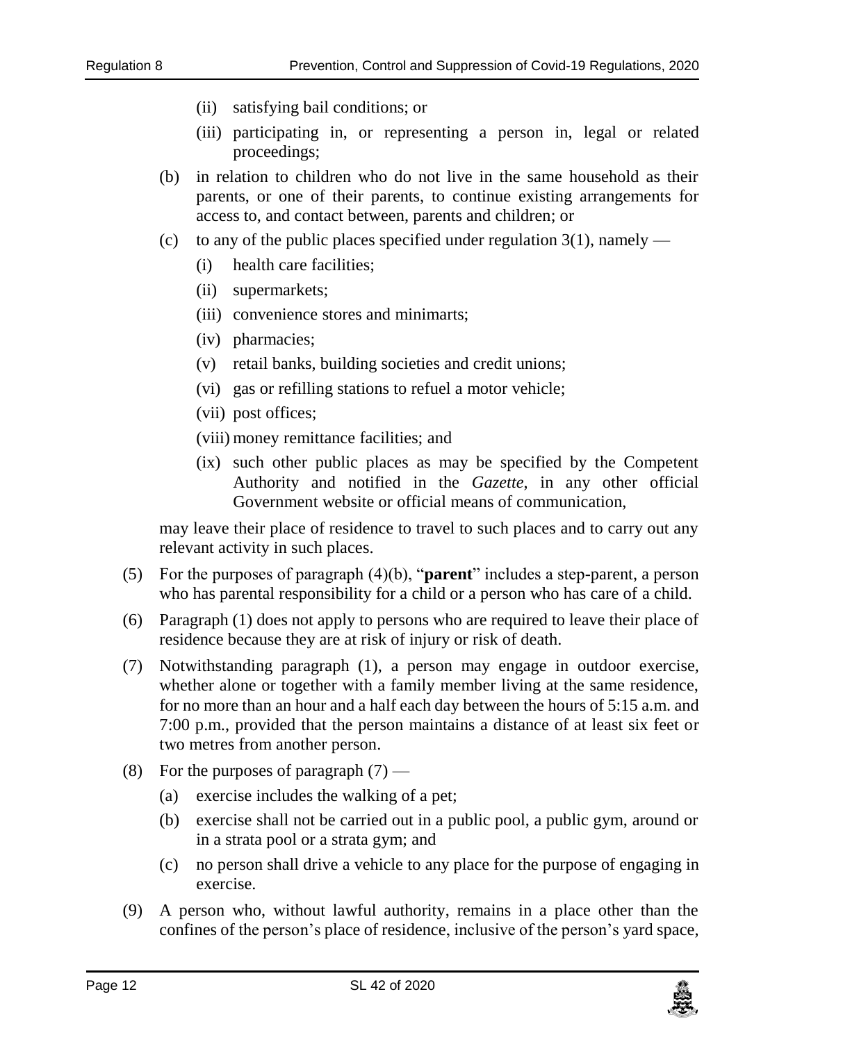(ii) satisfying bail conditions; or

    (iii) participating in, or representing a person in, legal or related proceedings;

(b) in relation to children who do not live in the same household as their parents, or one of their parents, to continue existing arrangements for access to, and contact between, parents and children; or

(c) to any of the public places specified under regulation 3(1), namely —

    (i) health care facilities;

    (ii) supermarkets;

    (iii) convenience stores and minimarts;

    (iv) pharmacies;

    (v) retail banks, building societies and credit unions;

    (vi) gas or refilling stations to refuel a motor vehicle;

    (vii) post offices;

    (viii) money remittance facilities; and

    (ix) such other public places as may be specified by the Competent Authority and notified in the *Gazette*, in any other official Government website or official means of communication,

may leave their place of residence to travel to such places and to carry out any relevant activity in such places.

(5) For the purposes of paragraph (4)(b), "**parent**" includes a step-parent, a person who has parental responsibility for a child or a person who has care of a child.

(6) Paragraph (1) does not apply to persons who are required to leave their place of residence because they are at risk of injury or risk of death.

(7) Notwithstanding paragraph (1), a person may engage in outdoor exercise, whether alone or together with a family member living at the same residence, for no more than an hour and a half each day between the hours of 5:15 a.m. and 7:00 p.m., provided that the person maintains a distance of at least six feet or two metres from another person.

(8) For the purposes of paragraph (7) —

(a) exercise includes the walking of a pet;

(b) exercise shall not be carried out in a public pool, a public gym, around or in a strata pool or a strata gym; and

(c) no person shall drive a vehicle to any place for the purpose of engaging in exercise.

(9) A person who, without lawful authority, remains in a place other than the confines of the person's place of residence, inclusive of the person's yard space,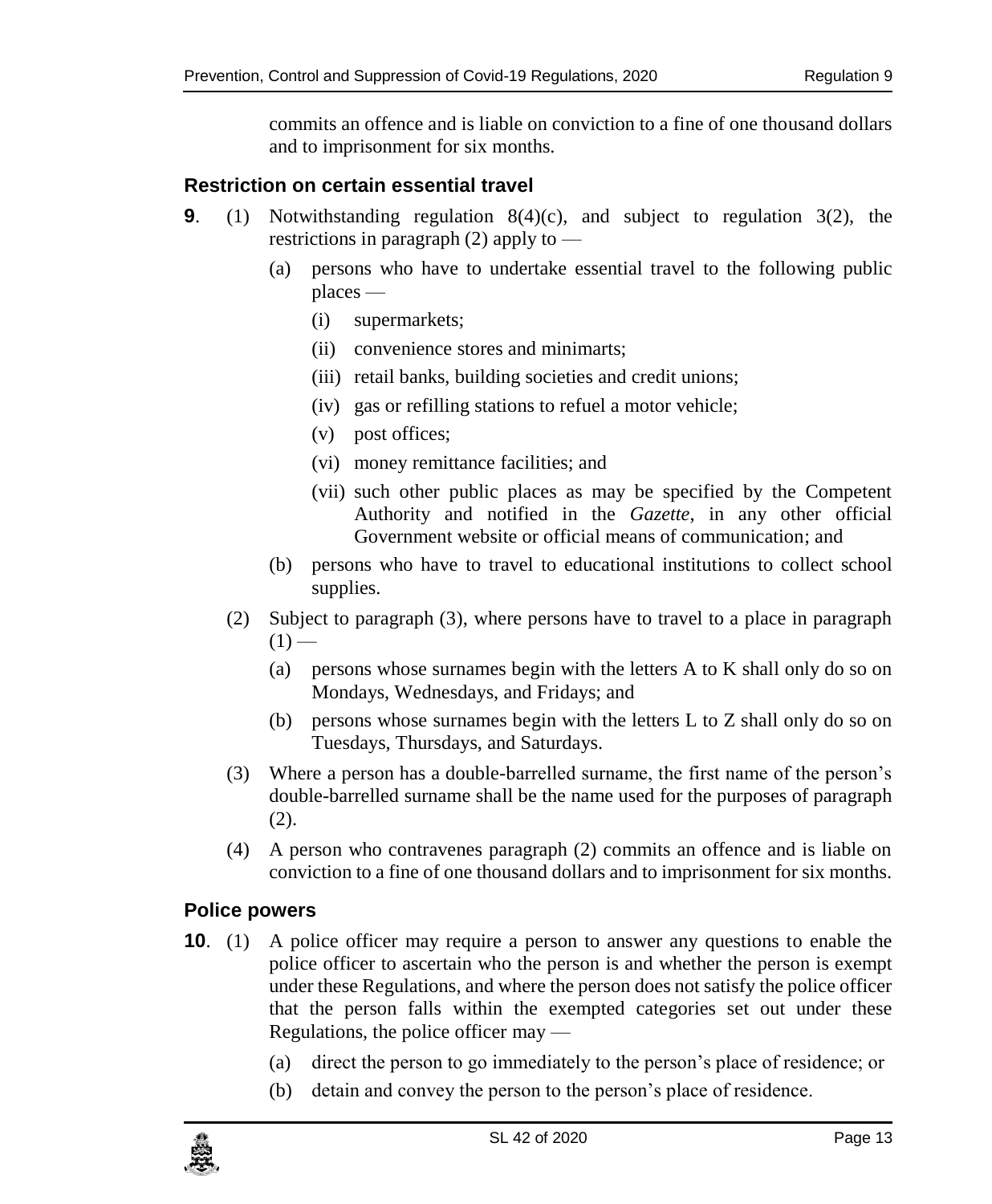commits an offence and is liable on conviction to a fine of one thousand dollars and to imprisonment for six months.

### Restriction on certain essential travel

**9**. (1) Notwithstanding regulation 8(4)(c), and subject to regulation 3(2), the restrictions in paragraph (2) apply to —

(a) persons who have to undertake essential travel to the following public places —

(i) supermarkets;

(ii) convenience stores and minimarts;

(iii) retail banks, building societies and credit unions;

(iv) gas or refilling stations to refuel a motor vehicle;

(v) post offices;

(vi) money remittance facilities; and

(vii) such other public places as may be specified by the Competent Authority and notified in the *Gazette*, in any other official Government website or official means of communication; and

(b) persons who have to travel to educational institutions to collect school supplies.

(2) Subject to paragraph (3), where persons have to travel to a place in paragraph (1) —

(a) persons whose surnames begin with the letters A to K shall only do so on Mondays, Wednesdays, and Fridays; and

(b) persons whose surnames begin with the letters L to Z shall only do so on Tuesdays, Thursdays, and Saturdays.

(3) Where a person has a double-barrelled surname, the first name of the person's double-barrelled surname shall be the name used for the purposes of paragraph (2).

(4) A person who contravenes paragraph (2) commits an offence and is liable on conviction to a fine of one thousand dollars and to imprisonment for six months.

### Police powers

**10**. (1) A police officer may require a person to answer any questions to enable the police officer to ascertain who the person is and whether the person is exempt under these Regulations, and where the person does not satisfy the police officer that the person falls within the exempted categories set out under these Regulations, the police officer may —

(a) direct the person to go immediately to the person's place of residence; or

(b) detain and convey the person to the person's place of residence.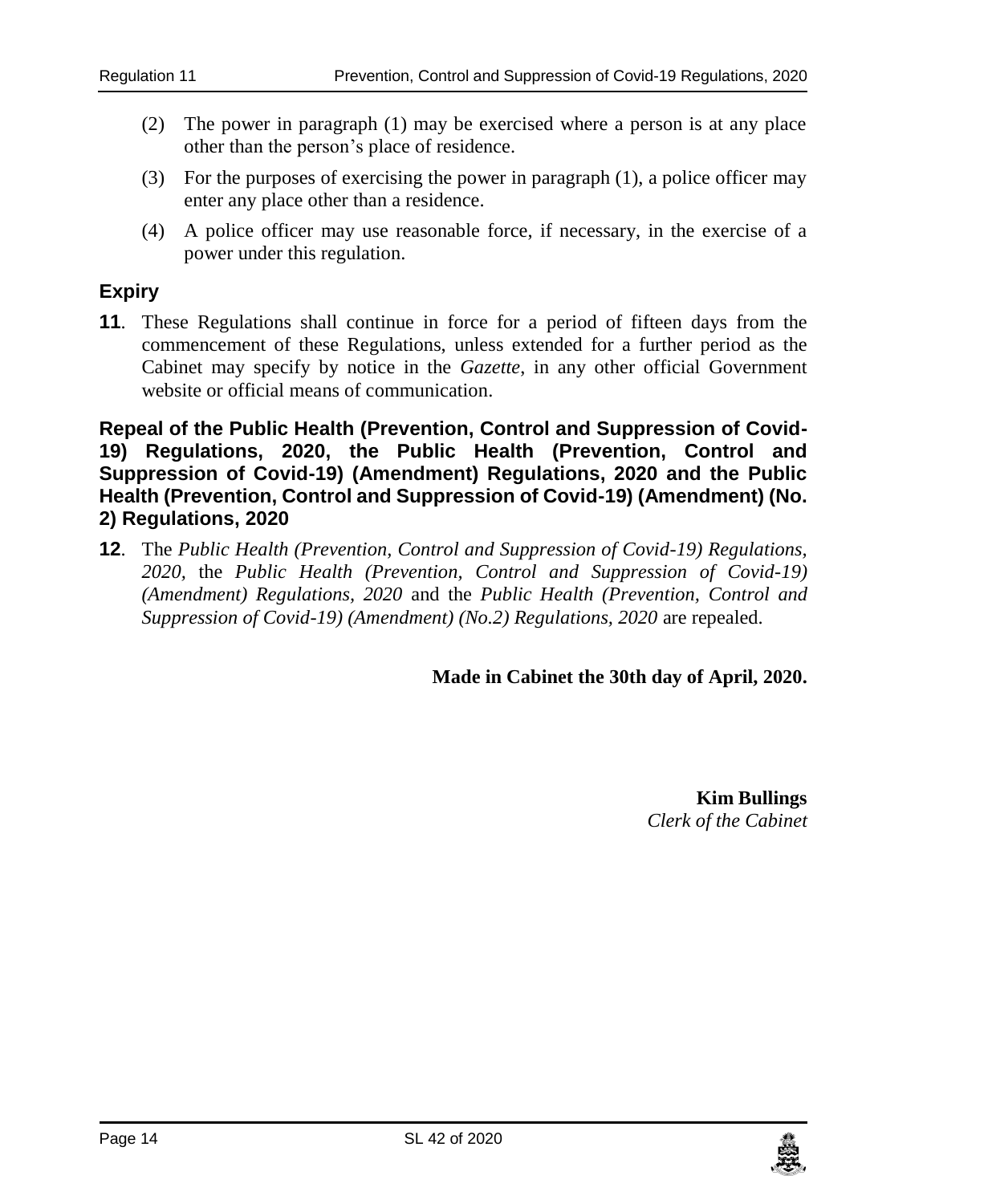(2) The power in paragraph (1) may be exercised where a person is at any place other than the person's place of residence.

(3) For the purposes of exercising the power in paragraph (1), a police officer may enter any place other than a residence.

(4) A police officer may use reasonable force, if necessary, in the exercise of a power under this regulation.

## Expiry

**11**. These Regulations shall continue in force for a period of fifteen days from the commencement of these Regulations, unless extended for a further period as the Cabinet may specify by notice in the *Gazette*, in any other official Government website or official means of communication.

## Repeal of the Public Health (Prevention, Control and Suppression of Covid-19) Regulations, 2020, the Public Health (Prevention, Control and Suppression of Covid-19) (Amendment) Regulations, 2020 and the Public Health (Prevention, Control and Suppression of Covid-19) (Amendment) (No. 2) Regulations, 2020

**12**. The *Public Health (Prevention, Control and Suppression of Covid-19) Regulations, 2020*, the *Public Health (Prevention, Control and Suppression of Covid-19) (Amendment) Regulations, 2020* and the *Public Health (Prevention, Control and Suppression of Covid-19) (Amendment) (No.2) Regulations, 2020* are repealed.

**Made in Cabinet the 30th day of April, 2020.**

**Kim Bullings**
*Clerk of the Cabinet*